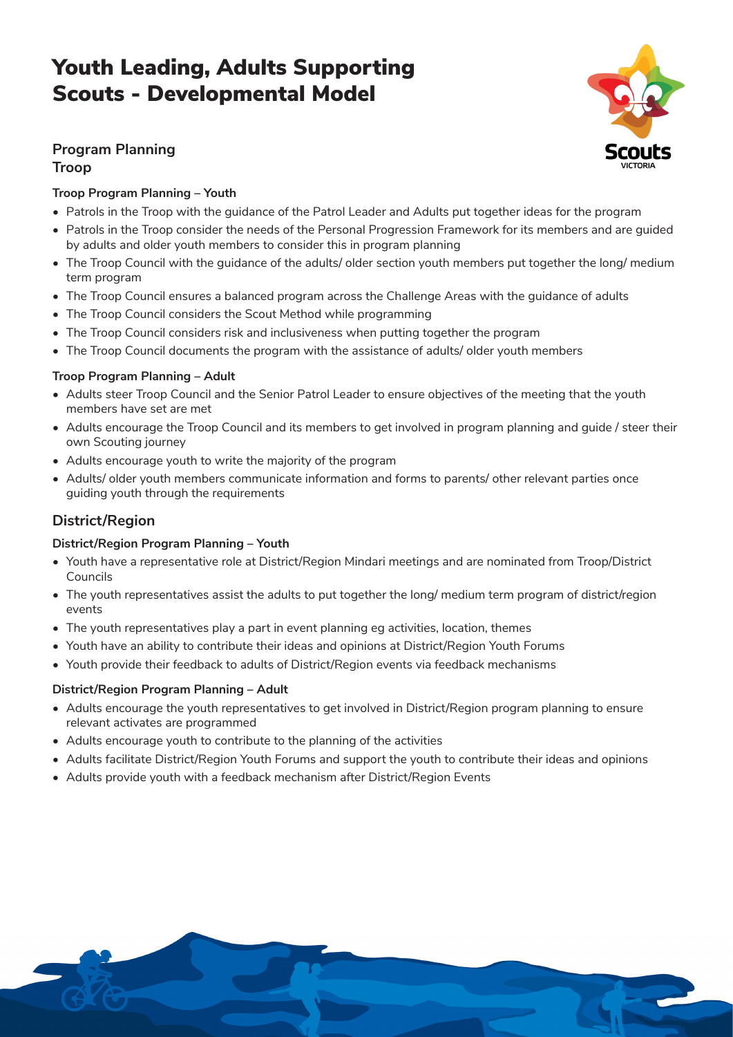# Youth Leading, Adults Supporting Scouts - Developmental Model

## Program Planning
## Troop

### Troop Program Planning – Youth

- Patrols in the Troop with the guidance of the Patrol Leader and Adults put together ideas for the program
- Patrols in the Troop consider the needs of the Personal Progression Framework for its members and are guided by adults and older youth members to consider this in program planning
- The Troop Council with the guidance of the adults/ older section youth members put together the long/ medium term program
- The Troop Council ensures a balanced program across the Challenge Areas with the guidance of adults
- The Troop Council considers the Scout Method while programming
- The Troop Council considers risk and inclusiveness when putting together the program
- The Troop Council documents the program with the assistance of adults/ older youth members

### Troop Program Planning – Adult

- Adults steer Troop Council and the Senior Patrol Leader to ensure objectives of the meeting that the youth members have set are met
- Adults encourage the Troop Council and its members to get involved in program planning and guide / steer their own Scouting journey
- Adults encourage youth to write the majority of the program
- Adults/ older youth members communicate information and forms to parents/ other relevant parties once guiding youth through the requirements

## District/Region

### District/Region Program Planning – Youth

- Youth have a representative role at District/Region Mindari meetings and are nominated from Troop/District Councils
- The youth representatives assist the adults to put together the long/ medium term program of district/region events
- The youth representatives play a part in event planning eg activities, location, themes
- Youth have an ability to contribute their ideas and opinions at District/Region Youth Forums
- Youth provide their feedback to adults of District/Region events via feedback mechanisms

### District/Region Program Planning – Adult

- Adults encourage the youth representatives to get involved in District/Region program planning to ensure relevant activates are programmed
- Adults encourage youth to contribute to the planning of the activities
- Adults facilitate District/Region Youth Forums and support the youth to contribute their ideas and opinions
- Adults provide youth with a feedback mechanism after District/Region Events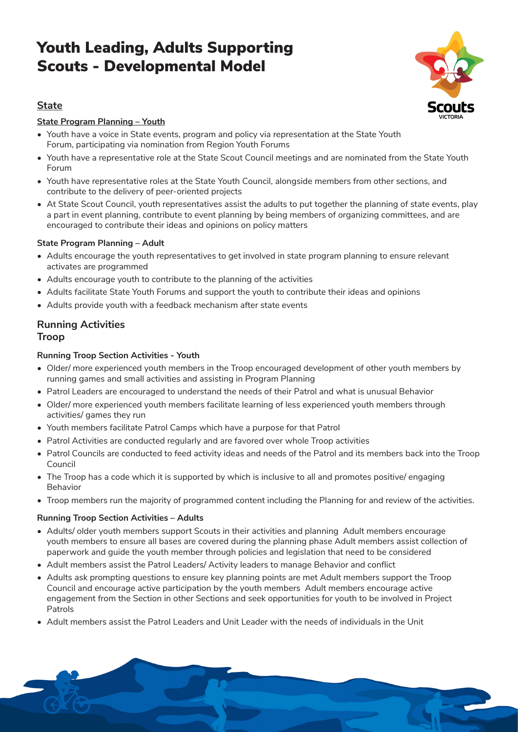# Youth Leading, Adults Supporting
# Scouts - Developmental Model

## State

**State Program Planning – Youth**

- Youth have a voice in State events, program and policy via representation at the State Youth Forum, participating via nomination from Region Youth Forums
- Youth have a representative role at the State Scout Council meetings and are nominated from the State Youth Forum
- Youth have representative roles at the State Youth Council, alongside members from other sections, and contribute to the delivery of peer-oriented projects
- At State Scout Council, youth representatives assist the adults to put together the planning of state events, play a part in event planning, contribute to event planning by being members of organizing committees, and are encouraged to contribute their ideas and opinions on policy matters

**State Program Planning – Adult**

- Adults encourage the youth representatives to get involved in state program planning to ensure relevant activates are programmed
- Adults encourage youth to contribute to the planning of the activities
- Adults facilitate State Youth Forums and support the youth to contribute their ideas and opinions
- Adults provide youth with a feedback mechanism after state events

## Running Activities
## Troop

**Running Troop Section Activities - Youth**

- Older/ more experienced youth members in the Troop encouraged development of other youth members by running games and small activities and assisting in Program Planning
- Patrol Leaders are encouraged to understand the needs of their Patrol and what is unusual Behavior
- Older/ more experienced youth members facilitate learning of less experienced youth members through activities/ games they run
- Youth members facilitate Patrol Camps which have a purpose for that Patrol
- Patrol Activities are conducted regularly and are favored over whole Troop activities
- Patrol Councils are conducted to feed activity ideas and needs of the Patrol and its members back into the Troop Council
- The Troop has a code which it is supported by which is inclusive to all and promotes positive/ engaging Behavior
- Troop members run the majority of programmed content including the Planning for and review of the activities.

**Running Troop Section Activities – Adults**

- Adults/ older youth members support Scouts in their activities and planning Adult members encourage youth members to ensure all bases are covered during the planning phase Adult members assist collection of paperwork and guide the youth member through policies and legislation that need to be considered
- Adult members assist the Patrol Leaders/ Activity leaders to manage Behavior and conflict
- Adults ask prompting questions to ensure key planning points are met Adult members support the Troop Council and encourage active participation by the youth members Adult members encourage active engagement from the Section in other Sections and seek opportunities for youth to be involved in Project Patrols
- Adult members assist the Patrol Leaders and Unit Leader with the needs of individuals in the Unit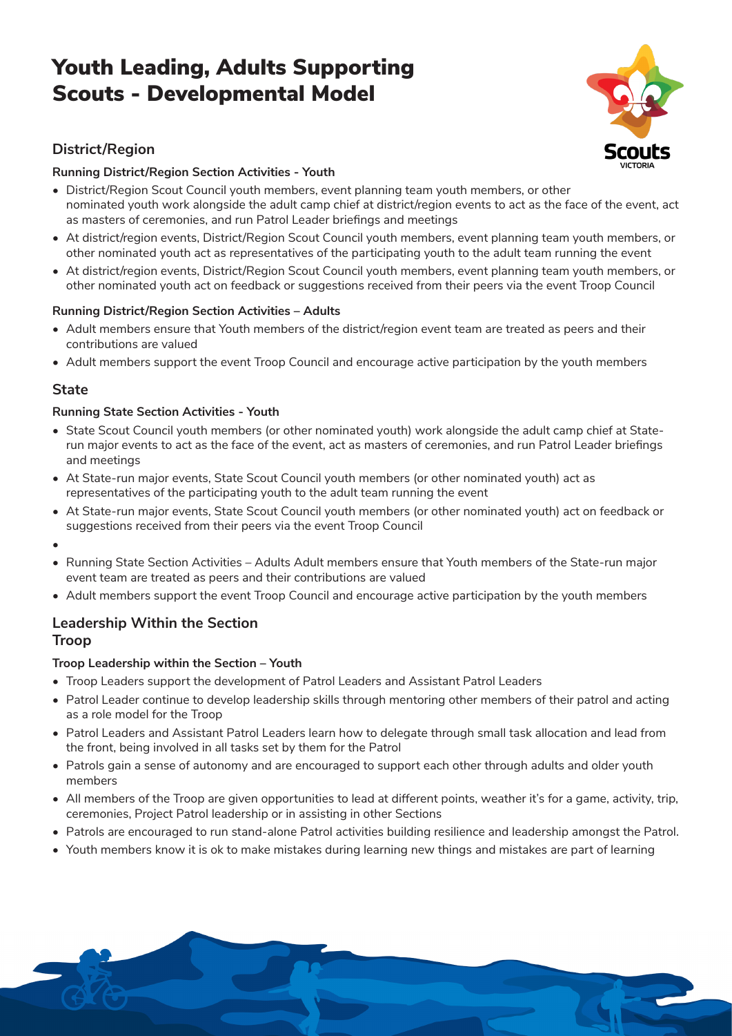# Youth Leading, Adults Supporting Scouts - Developmental Model

## District/Region

### Running District/Region Section Activities - Youth

- District/Region Scout Council youth members, event planning team youth members, or other nominated youth work alongside the adult camp chief at district/region events to act as the face of the event, act as masters of ceremonies, and run Patrol Leader briefings and meetings
- At district/region events, District/Region Scout Council youth members, event planning team youth members, or other nominated youth act as representatives of the participating youth to the adult team running the event
- At district/region events, District/Region Scout Council youth members, event planning team youth members, or other nominated youth act on feedback or suggestions received from their peers via the event Troop Council

### Running District/Region Section Activities – Adults

- Adult members ensure that Youth members of the district/region event team are treated as peers and their contributions are valued
- Adult members support the event Troop Council and encourage active participation by the youth members

## State

### Running State Section Activities - Youth

- State Scout Council youth members (or other nominated youth) work alongside the adult camp chief at State-run major events to act as the face of the event, act as masters of ceremonies, and run Patrol Leader briefings and meetings
- At State-run major events, State Scout Council youth members (or other nominated youth) act as representatives of the participating youth to the adult team running the event
- At State-run major events, State Scout Council youth members (or other nominated youth) act on feedback or suggestions received from their peers via the event Troop Council
- 
- Running State Section Activities – Adults Adult members ensure that Youth members of the State-run major event team are treated as peers and their contributions are valued
- Adult members support the event Troop Council and encourage active participation by the youth members

## Leadership Within the Section
## Troop

### Troop Leadership within the Section – Youth

- Troop Leaders support the development of Patrol Leaders and Assistant Patrol Leaders
- Patrol Leader continue to develop leadership skills through mentoring other members of their patrol and acting as a role model for the Troop
- Patrol Leaders and Assistant Patrol Leaders learn how to delegate through small task allocation and lead from the front, being involved in all tasks set by them for the Patrol
- Patrols gain a sense of autonomy and are encouraged to support each other through adults and older youth members
- All members of the Troop are given opportunities to lead at different points, weather it's for a game, activity, trip, ceremonies, Project Patrol leadership or in assisting in other Sections
- Patrols are encouraged to run stand-alone Patrol activities building resilience and leadership amongst the Patrol.
- Youth members know it is ok to make mistakes during learning new things and mistakes are part of learning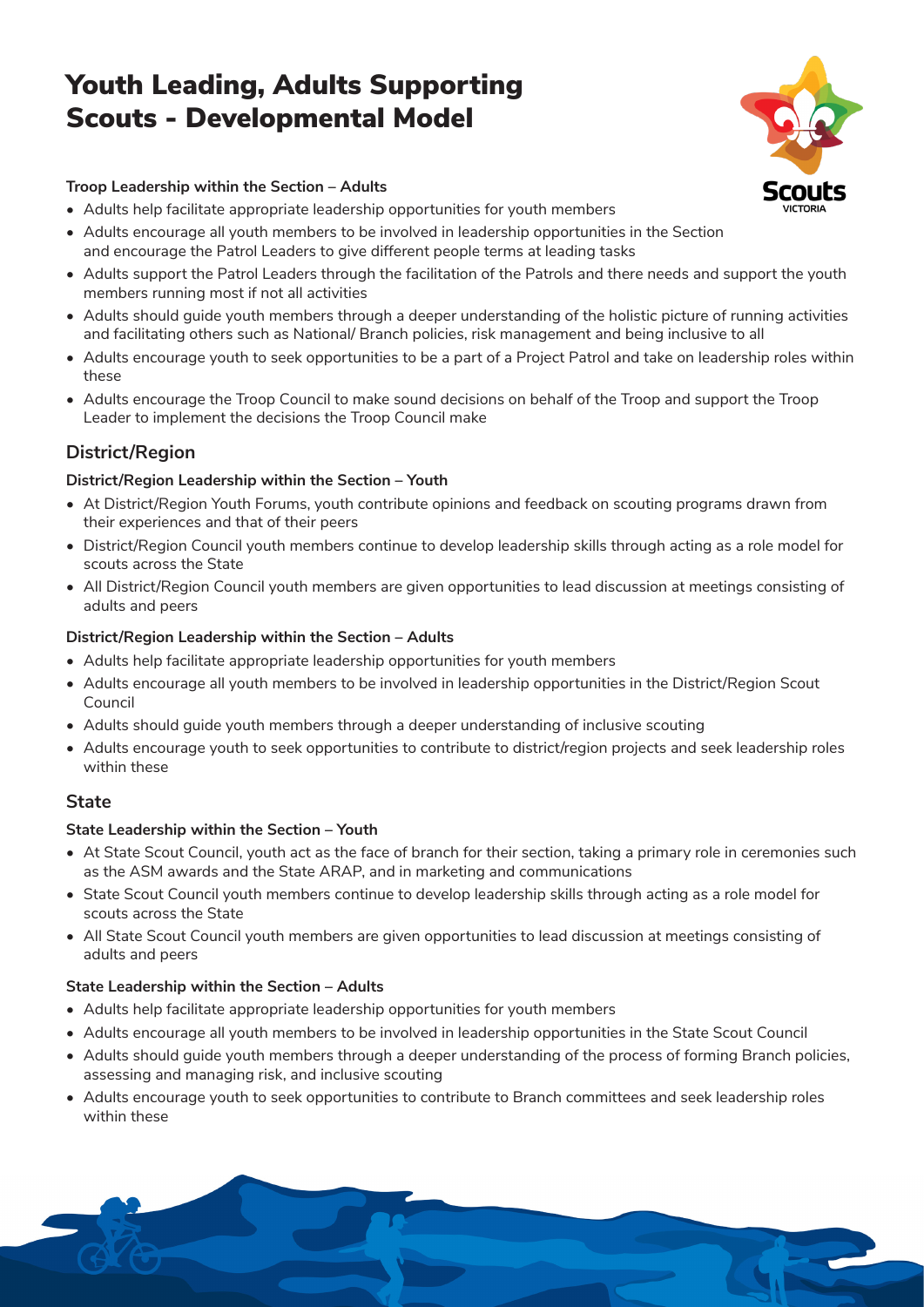# Youth Leading, Adults Supporting Scouts - Developmental Model

**Troop Leadership within the Section – Adults**

- Adults help facilitate appropriate leadership opportunities for youth members
- Adults encourage all youth members to be involved in leadership opportunities in the Section and encourage the Patrol Leaders to give different people terms at leading tasks
- Adults support the Patrol Leaders through the facilitation of the Patrols and there needs and support the youth members running most if not all activities
- Adults should guide youth members through a deeper understanding of the holistic picture of running activities and facilitating others such as National/ Branch policies, risk management and being inclusive to all
- Adults encourage youth to seek opportunities to be a part of a Project Patrol and take on leadership roles within these
- Adults encourage the Troop Council to make sound decisions on behalf of the Troop and support the Troop Leader to implement the decisions the Troop Council make

## District/Region

**District/Region Leadership within the Section – Youth**

- At District/Region Youth Forums, youth contribute opinions and feedback on scouting programs drawn from their experiences and that of their peers
- District/Region Council youth members continue to develop leadership skills through acting as a role model for scouts across the State
- All District/Region Council youth members are given opportunities to lead discussion at meetings consisting of adults and peers

**District/Region Leadership within the Section – Adults**

- Adults help facilitate appropriate leadership opportunities for youth members
- Adults encourage all youth members to be involved in leadership opportunities in the District/Region Scout Council
- Adults should guide youth members through a deeper understanding of inclusive scouting
- Adults encourage youth to seek opportunities to contribute to district/region projects and seek leadership roles within these

## State

**State Leadership within the Section – Youth**

- At State Scout Council, youth act as the face of branch for their section, taking a primary role in ceremonies such as the ASM awards and the State ARAP, and in marketing and communications
- State Scout Council youth members continue to develop leadership skills through acting as a role model for scouts across the State
- All State Scout Council youth members are given opportunities to lead discussion at meetings consisting of adults and peers

**State Leadership within the Section – Adults**

- Adults help facilitate appropriate leadership opportunities for youth members
- Adults encourage all youth members to be involved in leadership opportunities in the State Scout Council
- Adults should guide youth members through a deeper understanding of the process of forming Branch policies, assessing and managing risk, and inclusive scouting
- Adults encourage youth to seek opportunities to contribute to Branch committees and seek leadership roles within these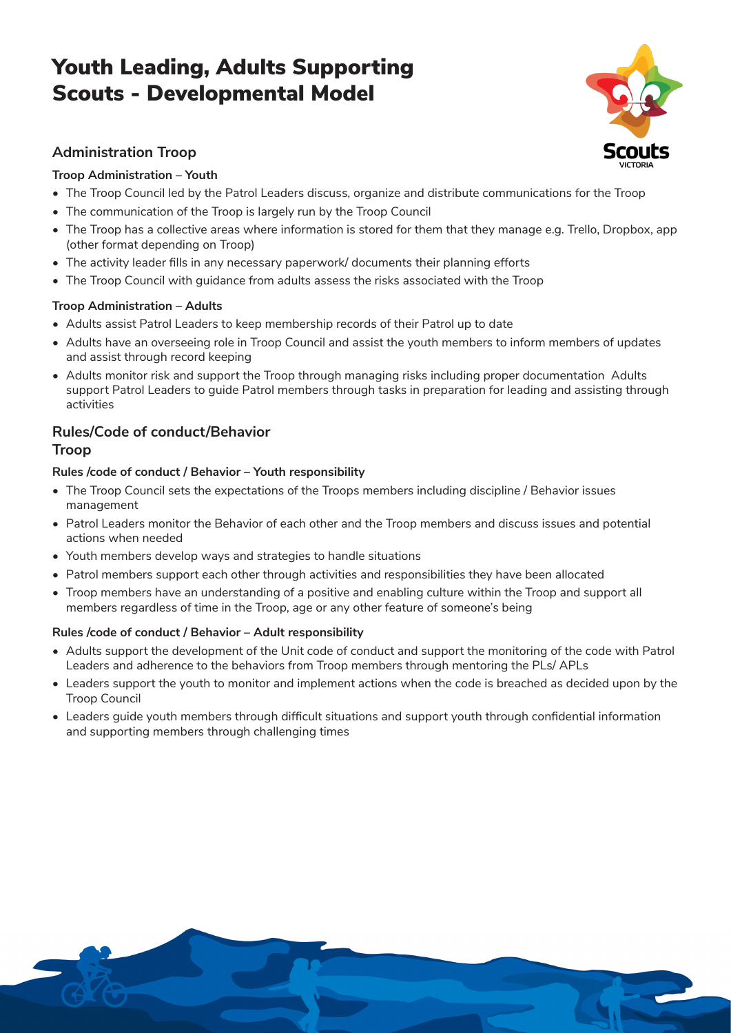# Youth Leading, Adults Supporting Scouts - Developmental Model

## Administration Troop

**Troop Administration – Youth**

- The Troop Council led by the Patrol Leaders discuss, organize and distribute communications for the Troop
- The communication of the Troop is largely run by the Troop Council
- The Troop has a collective areas where information is stored for them that they manage e.g. Trello, Dropbox, app (other format depending on Troop)
- The activity leader fills in any necessary paperwork/ documents their planning efforts
- The Troop Council with guidance from adults assess the risks associated with the Troop

**Troop Administration – Adults**

- Adults assist Patrol Leaders to keep membership records of their Patrol up to date
- Adults have an overseeing role in Troop Council and assist the youth members to inform members of updates and assist through record keeping
- Adults monitor risk and support the Troop through managing risks including proper documentation Adults support Patrol Leaders to guide Patrol members through tasks in preparation for leading and assisting through activities

## Rules/Code of conduct/Behavior Troop

**Rules /code of conduct / Behavior – Youth responsibility**

- The Troop Council sets the expectations of the Troops members including discipline / Behavior issues management
- Patrol Leaders monitor the Behavior of each other and the Troop members and discuss issues and potential actions when needed
- Youth members develop ways and strategies to handle situations
- Patrol members support each other through activities and responsibilities they have been allocated
- Troop members have an understanding of a positive and enabling culture within the Troop and support all members regardless of time in the Troop, age or any other feature of someone's being

**Rules /code of conduct / Behavior – Adult responsibility**

- Adults support the development of the Unit code of conduct and support the monitoring of the code with Patrol Leaders and adherence to the behaviors from Troop members through mentoring the PLs/ APLs
- Leaders support the youth to monitor and implement actions when the code is breached as decided upon by the Troop Council
- Leaders guide youth members through difficult situations and support youth through confidential information and supporting members through challenging times